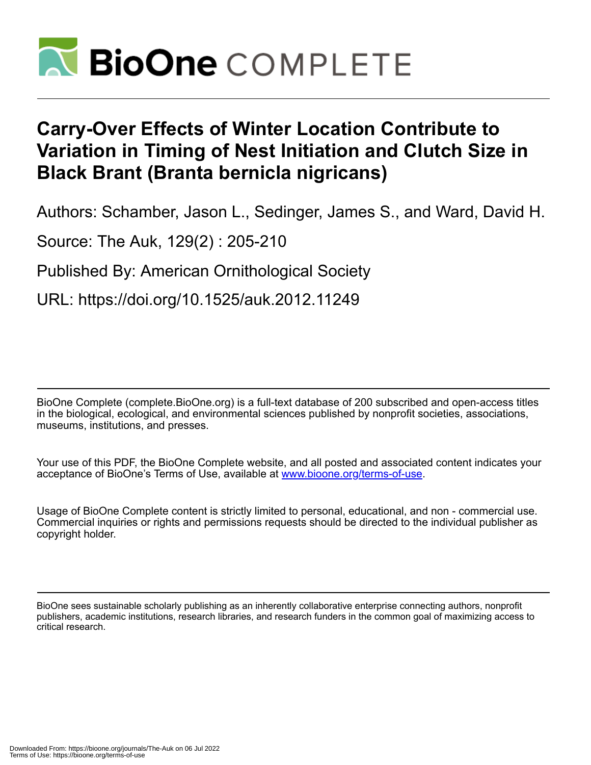# BioOne COMPLETE

# Carry-Over Effects of Winter Location Contribute to Variation in Timing of Nest Initiation and Clutch Size in Black Brant (Branta bernicla nigricans)

Authors: Schamber, Jason L., Sedinger, James S., and Ward, David H.

Source: The Auk, 129(2) : 205-210

Published By: American Ornithological Society

URL: https://doi.org/10.1525/auk.2012.11249

BioOne Complete (complete.BioOne.org) is a full-text database of 200 subscribed and open-access titles in the biological, ecological, and environmental sciences published by nonprofit societies, associations, museums, institutions, and presses.

Your use of this PDF, the BioOne Complete website, and all posted and associated content indicates your acceptance of BioOne's Terms of Use, available at www.bioone.org/terms-of-use.

Usage of BioOne Complete content is strictly limited to personal, educational, and non - commercial use. Commercial inquiries or rights and permissions requests should be directed to the individual publisher as copyright holder.

BioOne sees sustainable scholarly publishing as an inherently collaborative enterprise connecting authors, nonprofit publishers, academic institutions, research libraries, and research funders in the common goal of maximizing access to critical research.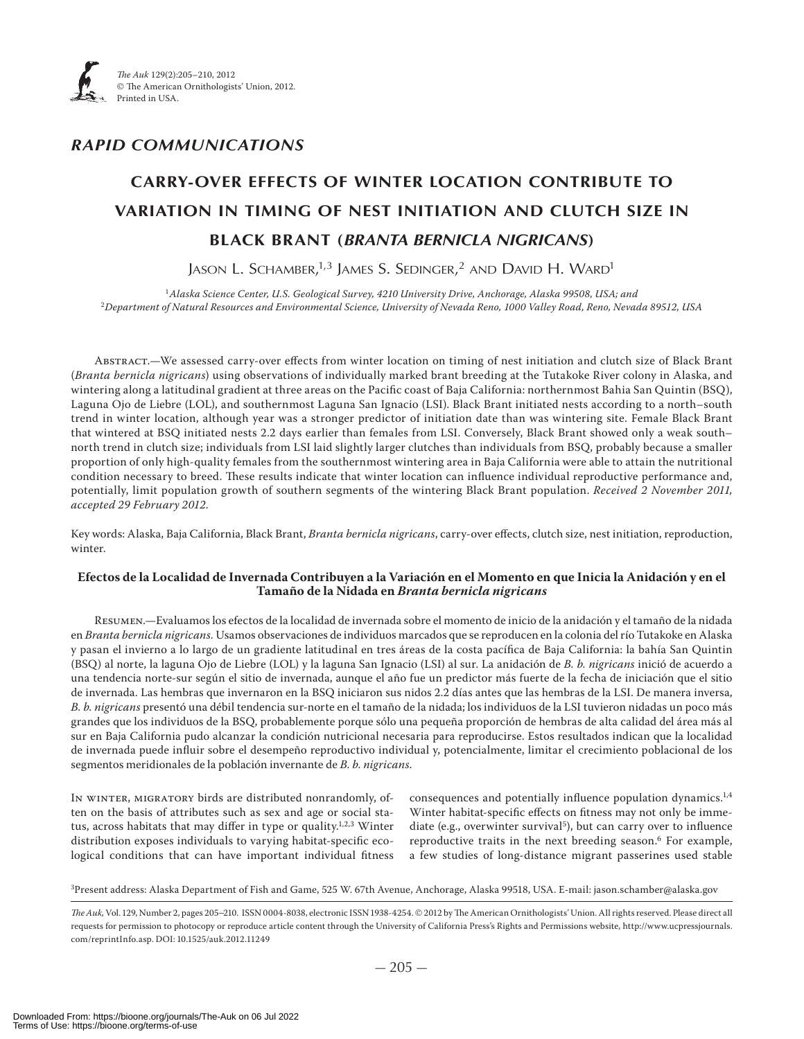## RAPID COMMUNICATIONS

# CARRY-OVER EFFECTS OF WINTER LOCATION CONTRIBUTE TO VARIATION IN TIMING OF NEST INITIATION AND CLUTCH SIZE IN BLACK BRANT (*BRANTA BERNICLA NIGRICANS*)

Jason L. Schamber,[1,3] James S. Sedinger,[2] and David H. Ward[1]

[1]*Alaska Science Center, U.S. Geological Survey, 4210 University Drive, Anchorage, Alaska 99508, USA; and*
[2]*Department of Natural Resources and Environmental Science, University of Nevada Reno, 1000 Valley Road, Reno, Nevada 89512, USA*

Abstract.—We assessed carry-over effects from winter location on timing of nest initiation and clutch size of Black Brant (*Branta bernicla nigricans*) using observations of individually marked brant breeding at the Tutakoke River colony in Alaska, and wintering along a latitudinal gradient at three areas on the Pacific coast of Baja California: northernmost Bahia San Quintin (BSQ), Laguna Ojo de Liebre (LOL), and southernmost Laguna San Ignacio (LSI). Black Brant initiated nests according to a north–south trend in winter location, although year was a stronger predictor of initiation date than was wintering site. Female Black Brant that wintered at BSQ initiated nests 2.2 days earlier than females from LSI. Conversely, Black Brant showed only a weak south–north trend in clutch size; individuals from LSI laid slightly larger clutches than individuals from BSQ, probably because a smaller proportion of only high-quality females from the southernmost wintering area in Baja California were able to attain the nutritional condition necessary to breed. These results indicate that winter location can influence individual reproductive performance and, potentially, limit population growth of southern segments of the wintering Black Brant population. *Received 2 November 2011, accepted 29 February 2012.*

Key words: Alaska, Baja California, Black Brant, *Branta bernicla nigricans*, carry-over effects, clutch size, nest initiation, reproduction, winter.

**Efectos de la Localidad de Invernada Contribuyen a la Variación en el Momento en que Inicia la Anidación y en el Tamaño de la Nidada en *Branta bernicla nigricans***

Resumen.—Evaluamos los efectos de la localidad de invernada sobre el momento de inicio de la anidación y el tamaño de la nidada en *Branta bernicla nigricans.* Usamos observaciones de individuos marcados que se reproducen en la colonia del río Tutakoke en Alaska y pasan el invierno a lo largo de un gradiente latitudinal en tres áreas de la costa pacífica de Baja California: la bahía San Quintin (BSQ) al norte, la laguna Ojo de Liebre (LOL) y la laguna San Ignacio (LSI) al sur. La anidación de *B. b. nigricans* inició de acuerdo a una tendencia norte-sur según el sitio de invernada, aunque el año fue un predictor más fuerte de la fecha de iniciación que el sitio de invernada. Las hembras que invernaron en la BSQ iniciaron sus nidos 2.2 días antes que las hembras de la LSI. De manera inversa, *B. b. nigricans* presentó una débil tendencia sur-norte en el tamaño de la nidada; los individuos de la LSI tuvieron nidadas un poco más grandes que los individuos de la BSQ, probablemente porque sólo una pequeña proporción de hembras de alta calidad del área más al sur en Baja California pudo alcanzar la condición nutricional necesaria para reproducirse. Estos resultados indican que la localidad de invernada puede influir sobre el desempeño reproductivo individual y, potencialmente, limitar el crecimiento poblacional de los segmentos meridionales de la población invernante de *B. b. nigricans.*

In winter, migratory birds are distributed nonrandomly, often on the basis of attributes such as sex and age or social status, across habitats that may differ in type or quality.[1,2,3] Winter distribution exposes individuals to varying habitat-specific ecological conditions that can have important individual fitness consequences and potentially influence population dynamics.[1,4] Winter habitat-specific effects on fitness may not only be immediate (e.g., overwinter survival[5]), but can carry over to influence reproductive traits in the next breeding season.[6] For example, a few studies of long-distance migrant passerines used stable

[3]Present address: Alaska Department of Fish and Game, 525 W. 67th Avenue, Anchorage, Alaska 99518, USA. E-mail: jason.schamber@alaska.gov

*The Auk*, Vol. 129, Number 2, pages 205–210. ISSN 0004-8038, electronic ISSN 1938-4254. © 2012 by The American Ornithologists' Union. All rights reserved. Please direct all requests for permission to photocopy or reproduce article content through the University of California Press's Rights and Permissions website, http://www.ucpressjournals.com/reprintInfo.asp. DOI: 10.1525/auk.2012.11249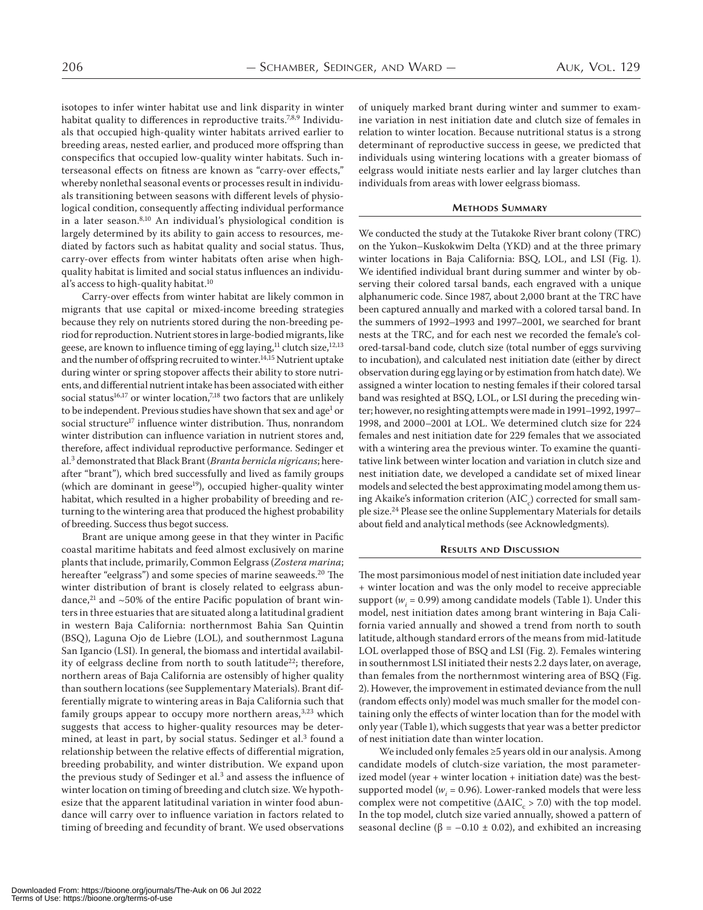isotopes to infer winter habitat use and link disparity in winter habitat quality to differences in reproductive traits.[7,8,9] Individuals that occupied high-quality winter habitats arrived earlier to breeding areas, nested earlier, and produced more offspring than conspecifics that occupied low-quality winter habitats. Such interseasonal effects on fitness are known as "carry-over effects," whereby nonlethal seasonal events or processes result in individuals transitioning between seasons with different levels of physiological condition, consequently affecting individual performance in a later season.[8,10] An individual's physiological condition is largely determined by its ability to gain access to resources, mediated by factors such as habitat quality and social status. Thus, carry-over effects from winter habitats often arise when high-quality habitat is limited and social status influences an individual's access to high-quality habitat.[10]

Carry-over effects from winter habitat are likely common in migrants that use capital or mixed-income breeding strategies because they rely on nutrients stored during the non-breeding period for reproduction. Nutrient stores in large-bodied migrants, like geese, are known to influence timing of egg laying,[11] clutch size,[12,13] and the number of offspring recruited to winter.[14,15] Nutrient uptake during winter or spring stopover affects their ability to store nutrients, and differential nutrient intake has been associated with either social status[16,17] or winter location,[7,18] two factors that are unlikely to be independent. Previous studies have shown that sex and age[1] or social structure[17] influence winter distribution. Thus, nonrandom winter distribution can influence variation in nutrient stores and, therefore, affect individual reproductive performance. Sedinger et al.[3] demonstrated that Black Brant (*Branta bernicla nigricans*; hereafter "brant"), which bred successfully and lived as family groups (which are dominant in geese[19]), occupied higher-quality winter habitat, which resulted in a higher probability of breeding and returning to the wintering area that produced the highest probability of breeding. Success thus begot success.

Brant are unique among geese in that they winter in Pacific coastal maritime habitats and feed almost exclusively on marine plants that include, primarily, Common Eelgrass (*Zostera marina*; hereafter "eelgrass") and some species of marine seaweeds.[20] The winter distribution of brant is closely related to eelgrass abundance,[21] and ~50% of the entire Pacific population of brant winters in three estuaries that are situated along a latitudinal gradient in western Baja California: northernmost Bahia San Quintin (BSQ), Laguna Ojo de Liebre (LOL), and southernmost Laguna San Igancio (LSI). In general, the biomass and intertidal availability of eelgrass decline from north to south latitude[22]; therefore, northern areas of Baja California are ostensibly of higher quality than southern locations (see Supplementary Materials). Brant differentially migrate to wintering areas in Baja California such that family groups appear to occupy more northern areas,[3,23] which suggests that access to higher-quality resources may be determined, at least in part, by social status. Sedinger et al.[3] found a relationship between the relative effects of differential migration, breeding probability, and winter distribution. We expand upon the previous study of Sedinger et al.[3] and assess the influence of winter location on timing of breeding and clutch size. We hypothesize that the apparent latitudinal variation in winter food abundance will carry over to influence variation in factors related to timing of breeding and fecundity of brant. We used observations of uniquely marked brant during winter and summer to examine variation in nest initiation date and clutch size of females in relation to winter location. Because nutritional status is a strong determinant of reproductive success in geese, we predicted that individuals using wintering locations with a greater biomass of eelgrass would initiate nests earlier and lay larger clutches than individuals from areas with lower eelgrass biomass.

## Methods Summary

We conducted the study at the Tutakoke River brant colony (TRC) on the Yukon–Kuskokwim Delta (YKD) and at the three primary winter locations in Baja California: BSQ, LOL, and LSI (Fig. 1). We identified individual brant during summer and winter by observing their colored tarsal bands, each engraved with a unique alphanumeric code. Since 1987, about 2,000 brant at the TRC have been captured annually and marked with a colored tarsal band. In the summers of 1992–1993 and 1997–2001, we searched for brant nests at the TRC, and for each nest we recorded the female's colored-tarsal-band code, clutch size (total number of eggs surviving to incubation), and calculated nest initiation date (either by direct observation during egg laying or by estimation from hatch date). We assigned a winter location to nesting females if their colored tarsal band was resighted at BSQ, LOL, or LSI during the preceding winter; however, no resighting attempts were made in 1991–1992, 1997–1998, and 2000–2001 at LOL. We determined clutch size for 224 females and nest initiation date for 229 females that we associated with a wintering area the previous winter. To examine the quantitative link between winter location and variation in clutch size and nest initiation date, we developed a candidate set of mixed linear models and selected the best approximating model among them using Akaike's information criterion ($AIC_c$) corrected for small sample size.[24] Please see the online Supplementary Materials for details about field and analytical methods (see Acknowledgments).

## Results and Discussion

The most parsimonious model of nest initiation date included year + winter location and was the only model to receive appreciable support ($w_i = 0.99$) among candidate models (Table 1). Under this model, nest initiation dates among brant wintering in Baja California varied annually and showed a trend from north to south latitude, although standard errors of the means from mid-latitude LOL overlapped those of BSQ and LSI (Fig. 2). Females wintering in southernmost LSI initiated their nests 2.2 days later, on average, than females from the northernmost wintering area of BSQ (Fig. 2). However, the improvement in estimated deviance from the null (random effects only) model was much smaller for the model containing only the effects of winter location than for the model with only year (Table 1), which suggests that year was a better predictor of nest initiation date than winter location.

We included only females ≥5 years old in our analysis. Among candidate models of clutch-size variation, the most parameterized model (year + winter location + initiation date) was the best-supported model ($w_i = 0.96$). Lower-ranked models that were less complex were not competitive ($\Delta AIC_c > 7.0$) with the top model. In the top model, clutch size varied annually, showed a pattern of seasonal decline ($\beta = -0.10 \pm 0.02$), and exhibited an increasing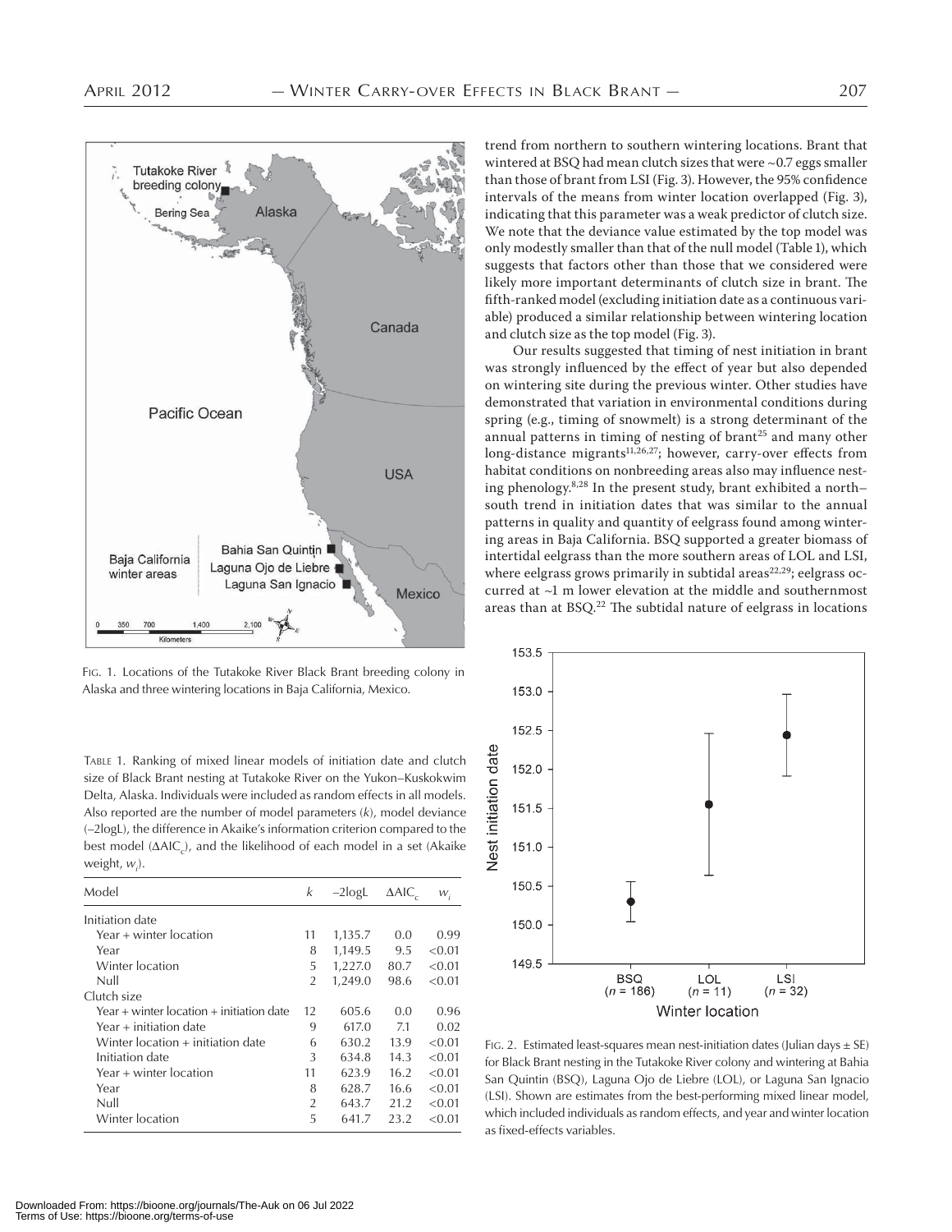Fig. 1. Locations of the Tutakoke River Black Brant breeding colony in Alaska and three wintering locations in Baja California, Mexico.

Table 1. Ranking of mixed linear models of initiation date and clutch size of Black Brant nesting at Tutakoke River on the Yukon–Kuskokwim Delta, Alaska. Individuals were included as random effects in all models. Also reported are the number of model parameters ($k$), model deviance (–2logL), the difference in Akaike's information criterion compared to the best model ($\Delta AIC_c$), and the likelihood of each model in a set (Akaike weight, $w_i$).

| Model | $k$ | –2logL | $\Delta AIC_c$ | $w_i$ |
|---|---|---|---|---|
| Initiation date | | | | |
| Year + winter location | 11 | 1,135.7 | 0.0 | 0.99 |
| Year | 8 | 1,149.5 | 9.5 | <0.01 |
| Winter location | 5 | 1,227.0 | 80.7 | <0.01 |
| Null | 2 | 1,249.0 | 98.6 | <0.01 |
| Clutch size | | | | |
| Year + winter location + initiation date | 12 | 605.6 | 0.0 | 0.96 |
| Year + initiation date | 9 | 617.0 | 7.1 | 0.02 |
| Winter location + initiation date | 6 | 630.2 | 13.9 | <0.01 |
| Initiation date | 3 | 634.8 | 14.3 | <0.01 |
| Year + winter location | 11 | 623.9 | 16.2 | <0.01 |
| Year | 8 | 628.7 | 16.6 | <0.01 |
| Null | 2 | 643.7 | 21.2 | <0.01 |
| Winter location | 5 | 641.7 | 23.2 | <0.01 |

trend from northern to southern wintering locations. Brant that wintered at BSQ had mean clutch sizes that were ~0.7 eggs smaller than those of brant from LSI (Fig. 3). However, the 95% confidence intervals of the means from winter location overlapped (Fig. 3), indicating that this parameter was a weak predictor of clutch size. We note that the deviance value estimated by the top model was only modestly smaller than that of the null model (Table 1), which suggests that factors other than those that we considered were likely more important determinants of clutch size in brant. The fifth-ranked model (excluding initiation date as a continuous variable) produced a similar relationship between wintering location and clutch size as the top model (Fig. 3).

Our results suggested that timing of nest initiation in brant was strongly influenced by the effect of year but also depended on wintering site during the previous winter. Other studies have demonstrated that variation in environmental conditions during spring (e.g., timing of snowmelt) is a strong determinant of the annual patterns in timing of nesting of brant[25] and many other long-distance migrants[11,26,27]; however, carry-over effects from habitat conditions on nonbreeding areas also may influence nesting phenology.[8,28] In the present study, brant exhibited a north–south trend in initiation dates that was similar to the annual patterns in quality and quantity of eelgrass found among wintering areas in Baja California. BSQ supported a greater biomass of intertidal eelgrass than the more southern areas of LOL and LSI, where eelgrass grows primarily in subtidal areas[22,29]; eelgrass occurred at ~1 m lower elevation at the middle and southernmost areas than at BSQ.[22] The subtidal nature of eelgrass in locations

Fig. 2. Estimated least-squares mean nest-initiation dates (Julian days ± SE) for Black Brant nesting in the Tutakoke River colony and wintering at Bahia San Quintin (BSQ), Laguna Ojo de Liebre (LOL), or Laguna San Ignacio (LSI). Shown are estimates from the best-performing mixed linear model, which included individuals as random effects, and year and winter location as fixed-effects variables.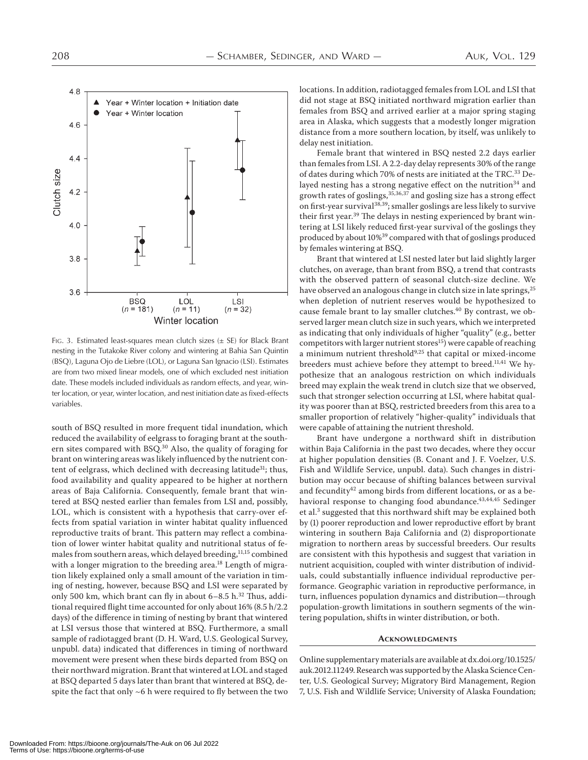FIG. 3. Estimated least-squares mean clutch sizes (± SE) for Black Brant nesting in the Tutakoke River colony and wintering at Bahia San Quintin (BSQ), Laguna Ojo de Liebre (LOL), or Laguna San Ignacio (LSI). Estimates are from two mixed linear models, one of which excluded nest initiation date. These models included individuals as random effects, and year, winter location, or year, winter location, and nest initiation date as fixed-effects variables.

south of BSQ resulted in more frequent tidal inundation, which reduced the availability of eelgrass to foraging brant at the southern sites compared with BSQ.[30] Also, the quality of foraging for brant on wintering areas was likely influenced by the nutrient content of eelgrass, which declined with decreasing latitude[31]; thus, food availability and quality appeared to be higher at northern areas of Baja California. Consequently, female brant that wintered at BSQ nested earlier than females from LSI and, possibly, LOL, which is consistent with a hypothesis that carry-over effects from spatial variation in winter habitat quality influenced reproductive traits of brant. This pattern may reflect a combination of lower winter habitat quality and nutritional status of females from southern areas, which delayed breeding,[11,15] combined with a longer migration to the breeding area.[18] Length of migration likely explained only a small amount of the variation in timing of nesting, however, because BSQ and LSI were separated by only 500 km, which brant can fly in about 6–8.5 h.[32] Thus, additional required flight time accounted for only about 16% (8.5 h/2.2 days) of the difference in timing of nesting by brant that wintered at LSI versus those that wintered at BSQ. Furthermore, a small sample of radiotagged brant (D. H. Ward, U.S. Geological Survey, unpubl. data) indicated that differences in timing of northward movement were present when these birds departed from BSQ on their northward migration. Brant that wintered at LOL and staged at BSQ departed 5 days later than brant that wintered at BSQ, despite the fact that only ~6 h were required to fly between the two locations. In addition, radiotagged females from LOL and LSI that did not stage at BSQ initiated northward migration earlier than females from BSQ and arrived earlier at a major spring staging area in Alaska, which suggests that a modestly longer migration distance from a more southern location, by itself, was unlikely to delay nest initiation.

Female brant that wintered in BSQ nested 2.2 days earlier than females from LSI. A 2.2-day delay represents 30% of the range of dates during which 70% of nests are initiated at the TRC.[33] Delayed nesting has a strong negative effect on the nutrition[34] and growth rates of goslings,[35,36,37] and gosling size has a strong effect on first-year survival[38,39]; smaller goslings are less likely to survive their first year.[39] The delays in nesting experienced by brant wintering at LSI likely reduced first-year survival of the goslings they produced by about 10%[39] compared with that of goslings produced by females wintering at BSQ.

Brant that wintered at LSI nested later but laid slightly larger clutches, on average, than brant from BSQ, a trend that contrasts with the observed pattern of seasonal clutch-size decline. We have observed an analogous change in clutch size in late springs,[25] when depletion of nutrient reserves would be hypothesized to cause female brant to lay smaller clutches.[40] By contrast, we observed larger mean clutch size in such years, which we interpreted as indicating that only individuals of higher "quality" (e.g., better competitors with larger nutrient stores[15]) were capable of reaching a minimum nutrient threshold[9,25] that capital or mixed-income breeders must achieve before they attempt to breed.[11,41] We hypothesize that an analogous restriction on which individuals breed may explain the weak trend in clutch size that we observed, such that stronger selection occurring at LSI, where habitat quality was poorer than at BSQ, restricted breeders from this area to a smaller proportion of relatively "higher-quality" individuals that were capable of attaining the nutrient threshold.

Brant have undergone a northward shift in distribution within Baja California in the past two decades, where they occur at higher population densities (B. Conant and J. F. Voelzer, U.S. Fish and Wildlife Service, unpubl. data). Such changes in distribution may occur because of shifting balances between survival and fecundity[42] among birds from different locations, or as a behavioral response to changing food abundance.[43,44,45] Sedinger et al.[3] suggested that this northward shift may be explained both by (1) poorer reproduction and lower reproductive effort by brant wintering in southern Baja California and (2) disproportionate migration to northern areas by successful breeders. Our results are consistent with this hypothesis and suggest that variation in nutrient acquisition, coupled with winter distribution of individuals, could substantially influence individual reproductive performance. Geographic variation in reproductive performance, in turn, influences population dynamics and distribution—through population-growth limitations in southern segments of the wintering population, shifts in winter distribution, or both.

## ACKNOWLEDGMENTS

Online supplementary materials are available at dx.doi.org/10.1525/auk.2012.11249. Research was supported by the Alaska Science Center, U.S. Geological Survey; Migratory Bird Management, Region 7, U.S. Fish and Wildlife Service; University of Alaska Foundation;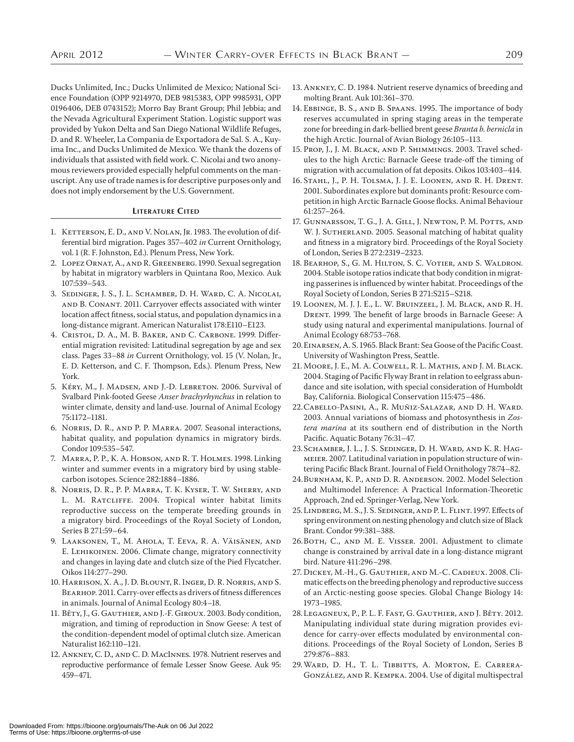Ducks Unlimited, Inc.; Ducks Unlimited de Mexico; National Science Foundation (OPP 9214970, DEB 9815383, OPP 9985931, OPP 0196406, DEB 0743152); Morro Bay Brant Group; Phil Jebbia; and the Nevada Agricultural Experiment Station. Logistic support was provided by Yukon Delta and San Diego National Wildlife Refuges, D. and R. Wheeler, La Compania de Exportadora de Sal. S. A., Kuyima Inc., and Ducks Unlimited de Mexico. We thank the dozens of individuals that assisted with field work. C. Nicolai and two anonymous reviewers provided especially helpful comments on the manuscript. Any use of trade names is for descriptive purposes only and does not imply endorsement by the U.S. Government.

## Literature Cited

1. Ketterson, E. D., and V. Nolan, Jr. 1983. The evolution of differential bird migration. Pages 357–402 *in* Current Ornithology, vol. 1 (R. F. Johnston, Ed.). Plenum Press, New York.
2. Lopez Ornat, A., and R. Greenberg. 1990. Sexual segregation by habitat in migratory warblers in Quintana Roo, Mexico. Auk 107:539–543.
3. Sedinger, J. S., J. L. Schamber, D. H. Ward, C. A. Nicolai, and B. Conant. 2011. Carryover effects associated with winter location affect fitness, social status, and population dynamics in a long-distance migrant. American Naturalist 178:E110–E123.
4. Cristol, D. A., M. B. Baker, and C. Carbone. 1999. Differential migration revisited: Latitudinal segregation by age and sex class. Pages 33–88 *in* Current Ornithology, vol. 15 (V. Nolan, Jr., E. D. Ketterson, and C. F. Thompson, Eds.). Plenum Press, New York.
5. Kéry, M., J. Madsen, and J.-D. Lebreton. 2006. Survival of Svalbard Pink-footed Geese *Anser brachyrhynchus* in relation to winter climate, density and land-use. Journal of Animal Ecology 75:1172–1181.
6. Norris, D. R., and P. P. Marra. 2007. Seasonal interactions, habitat quality, and population dynamics in migratory birds. Condor 109:535–547.
7. Marra, P. P., K. A. Hobson, and R. T. Holmes. 1998. Linking winter and summer events in a migratory bird by using stable-carbon isotopes. Science 282:1884–1886.
8. Norris, D. R., P. P. Marra, T. K. Kyser, T. W. Sherry, and L. M. Ratcliffe. 2004. Tropical winter habitat limits reproductive success on the temperate breeding grounds in a migratory bird. Proceedings of the Royal Society of London, Series B 271:59–64.
9. Laaksonen, T., M. Ahola, T. Eeva, R. A. Väisänen, and E. Lehikoinen. 2006. Climate change, migratory connectivity and changes in laying date and clutch size of the Pied Flycatcher. Oikos 114:277–290.
10. Harrison, X. A., J. D. Blount, R. Inger, D. R. Norris, and S. Bearhop. 2011. Carry-over effects as drivers of fitness differences in animals. Journal of Animal Ecology 80:4–18.
11. Bêty, J., G. Gauthier, and J.-F. Giroux. 2003. Body condition, migration, and timing of reproduction in Snow Geese: A test of the condition-dependent model of optimal clutch size. American Naturalist 162:110–121.
12. Ankney, C. D., and C. D. MacInnes. 1978. Nutrient reserves and reproductive performance of female Lesser Snow Geese. Auk 95: 459–471.
13. Ankney, C. D. 1984. Nutrient reserve dynamics of breeding and molting Brant. Auk 101:361–370.
14. Ebbinge, B. S., and B. Spaans. 1995. The importance of body reserves accumulated in spring staging areas in the temperate zone for breeding in dark-bellied brent geese *Branta b. bernicla* in the high Arctic. Journal of Avian Biology 26:105–113.
15. Prop, J., J. M. Black, and P. Shimmings. 2003. Travel schedules to the high Arctic: Barnacle Geese trade-off the timing of migration with accumulation of fat deposits. Oikos 103:403–414.
16. Stahl, J., P. H. Tolsma, J. J. E. Loonen, and R. H. Drent. 2001. Subordinates explore but dominants profit: Resource competition in high Arctic Barnacle Goose flocks. Animal Behaviour 61:257–264.
17. Gunnarsson, T. G., J. A. Gill, J. Newton, P. M. Potts, and W. J. Sutherland. 2005. Seasonal matching of habitat quality and fitness in a migratory bird. Proceedings of the Royal Society of London, Series B 272:2319–2323.
18. Bearhop, S., G. M. Hilton, S. C. Votier, and S. Waldron. 2004. Stable isotope ratios indicate that body condition in migrating passerines is influenced by winter habitat. Proceedings of the Royal Society of London, Series B 271:S215–S218.
19. Loonen, M. J. J. E., L. W. Bruinzeel, J. M. Black, and R. H. Drent. 1999. The benefit of large broods in Barnacle Geese: A study using natural and experimental manipulations. Journal of Animal Ecology 68:753–768.
20. Einarsen, A. S. 1965. Black Brant: Sea Goose of the Pacific Coast. University of Washington Press, Seattle.
21. Moore, J. E., M. A. Colwell, R. L. Mathis, and J. M. Black. 2004. Staging of Pacific Flyway Brant in relation to eelgrass abundance and site isolation, with special consideration of Humboldt Bay, California. Biological Conservation 115:475–486.
22. Cabello-Pasini, A., R. Muñiz-Salazar, and D. H. Ward. 2003. Annual variations of biomass and photosynthesis in *Zostera marina* at its southern end of distribution in the North Pacific. Aquatic Botany 76:31–47.
23. Schamber, J. L., J. S. Sedinger, D. H. Ward, and K. R. Hagmeier. 2007. Latitudinal variation in population structure of wintering Pacific Black Brant. Journal of Field Ornithology 78:74–82.
24. Burnham, K. P., and D. R. Anderson. 2002. Model Selection and Multimodel Inference: A Practical Information-Theoretic Approach, 2nd ed. Springer-Verlag, New York.
25. Lindberg, M. S., J. S. Sedinger, and P. L. Flint. 1997. Effects of spring environment on nesting phenology and clutch size of Black Brant. Condor 99:381–388.
26. Both, C., and M. E. Visser. 2001. Adjustment to climate change is constrained by arrival date in a long-distance migrant bird. Nature 411:296–298.
27. Dickey, M.-H., G. Gauthier, and M.-C. Cadieux. 2008. Climatic effects on the breeding phenology and reproductive success of an Arctic-nesting goose species. Global Change Biology 14: 1973–1985.
28. Legagneux, P., P. L. F. Fast, G. Gauthier, and J. Bêty. 2012. Manipulating individual state during migration provides evidence for carry-over effects modulated by environmental conditions. Proceedings of the Royal Society of London, Series B 279:876–883.
29. Ward, D. H., T. L. Tibbitts, A. Morton, E. Carrera-González, and R. Kempka. 2004. Use of digital multispectral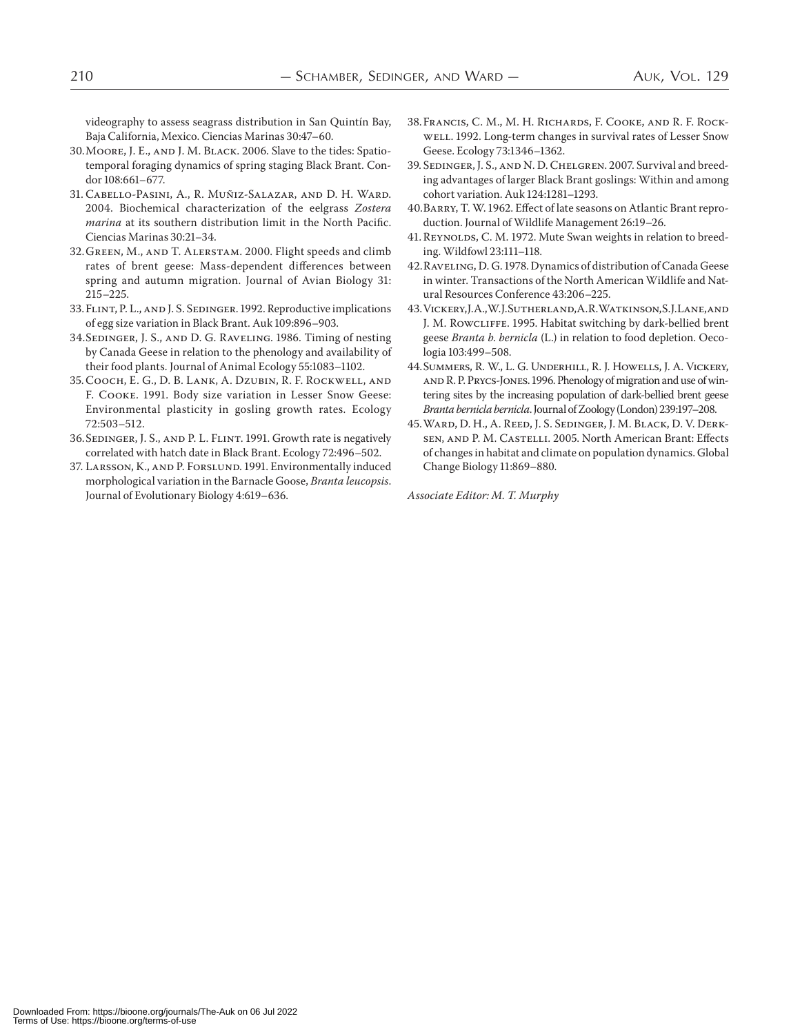videography to assess seagrass distribution in San Quintín Bay, Baja California, Mexico. Ciencias Marinas 30:47–60.

30. Moore, J. E., and J. M. Black. 2006. Slave to the tides: Spatiotemporal foraging dynamics of spring staging Black Brant. Condor 108:661–677.

31. Cabello-Pasini, A., R. Muñiz-Salazar, and D. H. Ward. 2004. Biochemical characterization of the eelgrass *Zostera marina* at its southern distribution limit in the North Pacific. Ciencias Marinas 30:21–34.

32. Green, M., and T. Alerstam. 2000. Flight speeds and climb rates of brent geese: Mass-dependent differences between spring and autumn migration. Journal of Avian Biology 31: 215–225.

33. Flint, P. L., and J. S. Sedinger. 1992. Reproductive implications of egg size variation in Black Brant. Auk 109:896–903.

34. Sedinger, J. S., and D. G. Raveling. 1986. Timing of nesting by Canada Geese in relation to the phenology and availability of their food plants. Journal of Animal Ecology 55:1083–1102.

35. Cooch, E. G., D. B. Lank, A. Dzubin, R. F. Rockwell, and F. Cooke. 1991. Body size variation in Lesser Snow Geese: Environmental plasticity in gosling growth rates. Ecology 72:503–512.

36. Sedinger, J. S., and P. L. Flint. 1991. Growth rate is negatively correlated with hatch date in Black Brant. Ecology 72:496–502.

37. Larsson, K., and P. Forslund. 1991. Environmentally induced morphological variation in the Barnacle Goose, *Branta leucopsis*. Journal of Evolutionary Biology 4:619–636.

38. Francis, C. M., M. H. Richards, F. Cooke, and R. F. Rockwell. 1992. Long-term changes in survival rates of Lesser Snow Geese. Ecology 73:1346–1362.

39. Sedinger, J. S., and N. D. Chelgren. 2007. Survival and breeding advantages of larger Black Brant goslings: Within and among cohort variation. Auk 124:1281–1293.

40. Barry, T. W. 1962. Effect of late seasons on Atlantic Brant reproduction. Journal of Wildlife Management 26:19–26.

41. Reynolds, C. M. 1972. Mute Swan weights in relation to breeding. Wildfowl 23:111–118.

42. Raveling, D. G. 1978. Dynamics of distribution of Canada Geese in winter. Transactions of the North American Wildlife and Natural Resources Conference 43:206–225.

43. Vickery, J. A., W. J. Sutherland, A. R. Watkinson, S. J. Lane, and J. M. Rowcliffe. 1995. Habitat switching by dark-bellied brent geese *Branta b. bernicla* (L.) in relation to food depletion. Oecologia 103:499–508.

44. Summers, R. W., L. G. Underhill, R. J. Howells, J. A. Vickery, and R. P. Prycs-Jones. 1996. Phenology of migration and use of wintering sites by the increasing population of dark-bellied brent geese *Branta bernicla bernicla*. Journal of Zoology (London) 239:197–208.

45. Ward, D. H., A. Reed, J. S. Sedinger, J. M. Black, D. V. Derksen, and P. M. Castelli. 2005. North American Brant: Effects of changes in habitat and climate on population dynamics. Global Change Biology 11:869–880.

*Associate Editor: M. T. Murphy*